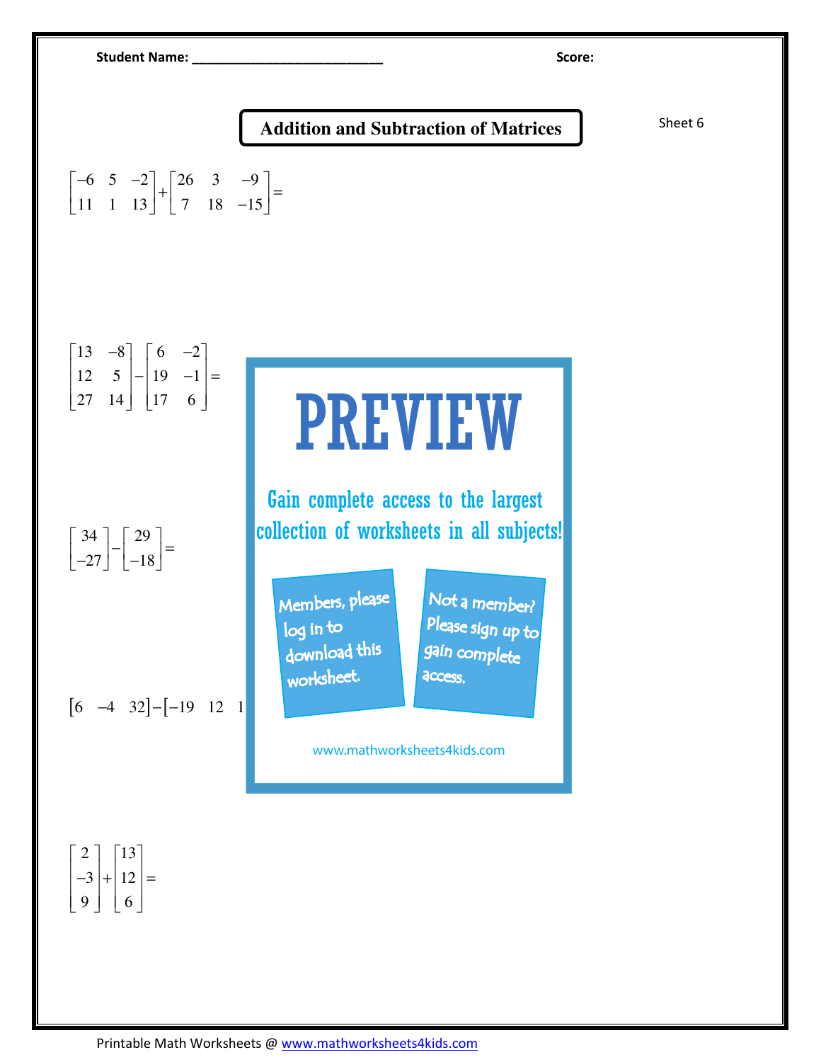Student Name: ___________________________ Score:

# Addition and Subtraction of Matrices

Sheet 6

$$\begin{bmatrix} -6 & 5 & -2 \\ 11 & 1 & 13 \end{bmatrix} + \begin{bmatrix} 26 & 3 & -9 \\ 7 & 18 & -15 \end{bmatrix} =$$

$$\begin{bmatrix} 13 & -8 \\ 12 & 5 \\ 27 & 14 \end{bmatrix} - \begin{bmatrix} 6 & -2 \\ 19 & -1 \\ 17 & 6 \end{bmatrix} =$$

PREVIEW

Gain complete access to the largest collection of worksheets in all subjects!

Members, please log in to download this worksheet.

Not a member? Please sign up to gain complete access.

www.mathworksheets4kids.com

$$\begin{bmatrix} 34 \\ -27 \end{bmatrix} - \begin{bmatrix} 29 \\ -18 \end{bmatrix} =$$

$$\begin{bmatrix} 6 & -4 & 32 \end{bmatrix} - \begin{bmatrix} -19 & 12 & 1 \end{bmatrix}$$

$$\begin{bmatrix} 2 \\ -3 \\ 9 \end{bmatrix} + \begin{bmatrix} 13 \\ 12 \\ 6 \end{bmatrix} =$$

Printable Math Worksheets @ www.mathworksheets4kids.com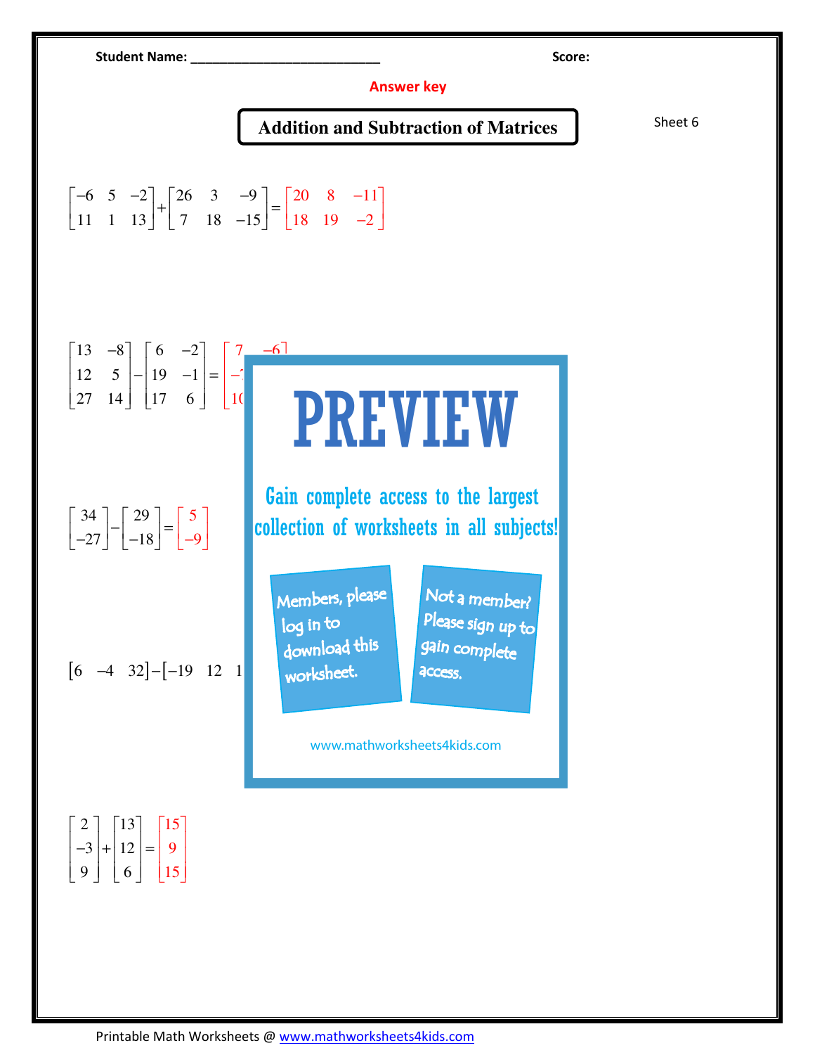**Student Name:** ___________________________ **Score:**

**Answer key**

# Addition and Subtraction of Matrices

Sheet 6

$$\begin{bmatrix} -6 & 5 & -2 \\ 11 & 1 & 13 \end{bmatrix} + \begin{bmatrix} 26 & 3 & -9 \\ 7 & 18 & -15 \end{bmatrix} = \begin{bmatrix} 20 & 8 & -11 \\ 18 & 19 & -2 \end{bmatrix}$$

$$\begin{bmatrix} 13 & -8 \\ 12 & 5 \\ 27 & 14 \end{bmatrix} - \begin{bmatrix} 6 & -2 \\ 19 & -1 \\ 17 & 6 \end{bmatrix} = \begin{bmatrix} 7 & -6 \\ - & \\ 10 & \end{bmatrix}$$

$$\begin{bmatrix} 34 \\ -27 \end{bmatrix} - \begin{bmatrix} 29 \\ -18 \end{bmatrix} = \begin{bmatrix} 5 \\ -9 \end{bmatrix}$$

$$\begin{bmatrix} 6 & -4 & 32 \end{bmatrix} - \begin{bmatrix} -19 & 12 & 1 \end{bmatrix}$$

$$\begin{bmatrix} 2 \\ -3 \\ 9 \end{bmatrix} + \begin{bmatrix} 13 \\ 12 \\ 6 \end{bmatrix} = \begin{bmatrix} 15 \\ 9 \\ 15 \end{bmatrix}$$

PREVIEW

Gain complete access to the largest collection of worksheets in all subjects!

Members, please log in to download this worksheet.

Not a member? Please sign up to gain complete access.

www.mathworksheets4kids.com